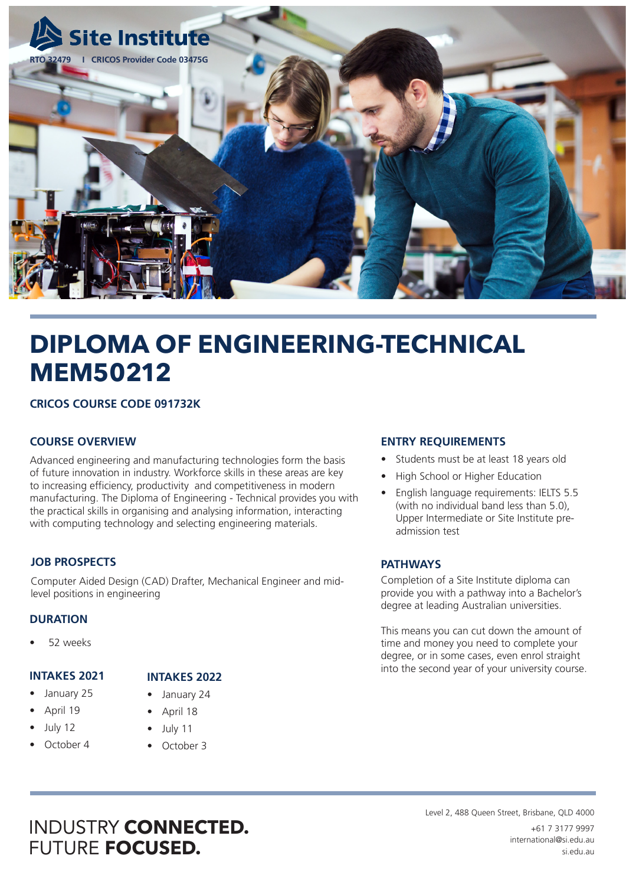Site Institute

RTO 32479 | CRICOS Provider Code 03475G

# DIPLOMA OF ENGINEERING-TECHNICAL MEM50212

**CRICOS COURSE CODE 091732K**

## COURSE OVERVIEW

Advanced engineering and manufacturing technologies form the basis of future innovation in industry. Workforce skills in these areas are key to increasing efficiency, productivity and competitiveness in modern manufacturing. The Diploma of Engineering - Technical provides you with the practical skills in organising and analysing information, interacting with computing technology and selecting engineering materials.

## JOB PROSPECTS

Computer Aided Design (CAD) Drafter, Mechanical Engineer and mid-level positions in engineering

## DURATION

- 52 weeks

## INTAKES 2021

- January 25
- April 19
- July 12
- October 4

## INTAKES 2022

- January 24
- April 18
- July 11
- October 3

## ENTRY REQUIREMENTS

- Students must be at least 18 years old
- High School or Higher Education
- English language requirements: IELTS 5.5 (with no individual band less than 5.0), Upper Intermediate or Site Institute pre-admission test

## PATHWAYS

Completion of a Site Institute diploma can provide you with a pathway into a Bachelor's degree at leading Australian universities.

This means you can cut down the amount of time and money you need to complete your degree, or in some cases, even enrol straight into the second year of your university course.

INDUSTRY **CONNECTED.**
FUTURE **FOCUSED.**

Level 2, 488 Queen Street, Brisbane, QLD 4000
+61 7 3177 9997
international@si.edu.au
si.edu.au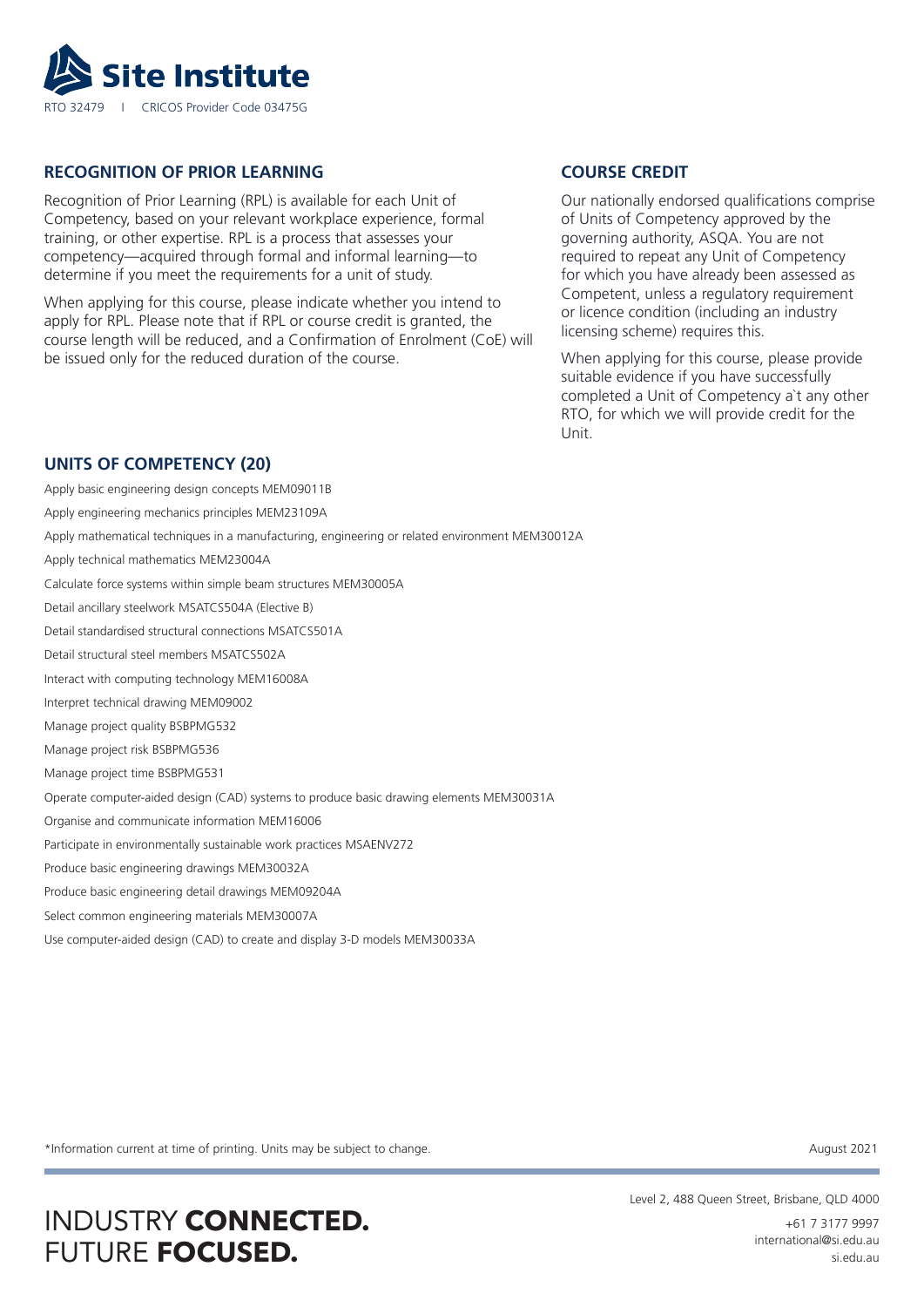## RECOGNITION OF PRIOR LEARNING

Recognition of Prior Learning (RPL) is available for each Unit of Competency, based on your relevant workplace experience, formal training, or other expertise. RPL is a process that assesses your competency—acquired through formal and informal learning—to determine if you meet the requirements for a unit of study.

When applying for this course, please indicate whether you intend to apply for RPL. Please note that if RPL or course credit is granted, the course length will be reduced, and a Confirmation of Enrolment (CoE) will be issued only for the reduced duration of the course.

## COURSE CREDIT

Our nationally endorsed qualifications comprise of Units of Competency approved by the governing authority, ASQA. You are not required to repeat any Unit of Competency for which you have already been assessed as Competent, unless a regulatory requirement or licence condition (including an industry licensing scheme) requires this.

When applying for this course, please provide suitable evidence if you have successfully completed a Unit of Competency a`t any other RTO, for which we will provide credit for the Unit.

## UNITS OF COMPETENCY (20)

Apply basic engineering design concepts MEM09011B

Apply engineering mechanics principles MEM23109A

Apply mathematical techniques in a manufacturing, engineering or related environment MEM30012A

Apply technical mathematics MEM23004A

Calculate force systems within simple beam structures MEM30005A

Detail ancillary steelwork MSATCS504A (Elective B)

Detail standardised structural connections MSATCS501A

Detail structural steel members MSATCS502A

Interact with computing technology MEM16008A

Interpret technical drawing MEM09002

Manage project quality BSBPMG532

Manage project risk BSBPMG536

Manage project time BSBPMG531

Operate computer-aided design (CAD) systems to produce basic drawing elements MEM30031A

Organise and communicate information MEM16006

Participate in environmentally sustainable work practices MSAENV272

Produce basic engineering drawings MEM30032A

Produce basic engineering detail drawings MEM09204A

Select common engineering materials MEM30007A

Use computer-aided design (CAD) to create and display 3-D models MEM30033A

*Information current at time of printing. Units may be subject to change.

August 2021